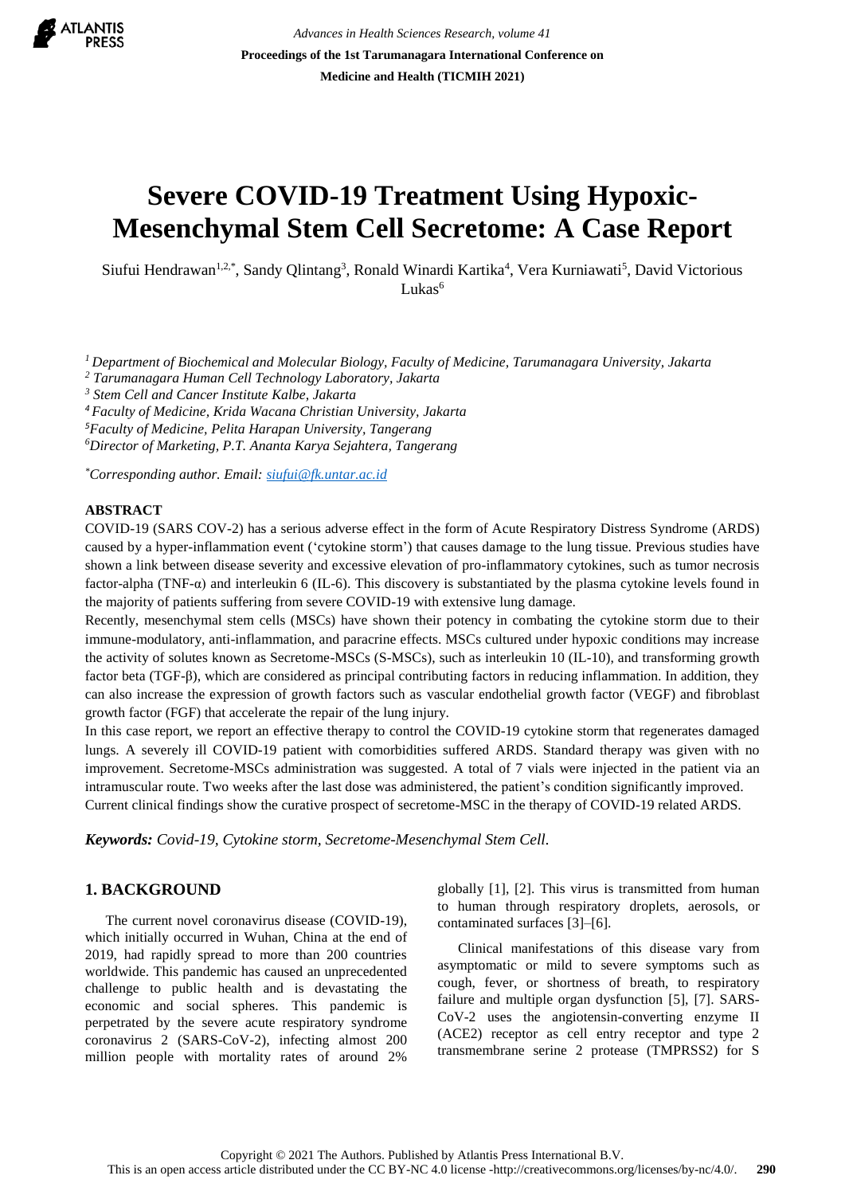# Severe COVID-19 Treatment Using Hypoxic-Mesenchymal Stem Cell Secretome: A Case Report

Siufui Hendrawan[1,2,*], Sandy Qlintang[3], Ronald Winardi Kartika[4], Vera Kurniawati[5], David Victorious Lukas[6]

[1] *Department of Biochemical and Molecular Biology, Faculty of Medicine, Tarumanagara University, Jakarta*
[2] *Tarumanagara Human Cell Technology Laboratory, Jakarta*
[3] *Stem Cell and Cancer Institute Kalbe, Jakarta*
[4] *Faculty of Medicine, Krida Wacana Christian University, Jakarta*
[5] *Faculty of Medicine, Pelita Harapan University, Tangerang*
[6] *Director of Marketing, P.T. Ananta Karya Sejahtera, Tangerang*

[*] *Corresponding author. Email: siufui@fk.untar.ac.id*

## ABSTRACT

COVID-19 (SARS COV-2) has a serious adverse effect in the form of Acute Respiratory Distress Syndrome (ARDS) caused by a hyper-inflammation event ('cytokine storm') that causes damage to the lung tissue. Previous studies have shown a link between disease severity and excessive elevation of pro-inflammatory cytokines, such as tumor necrosis factor-alpha (TNF-α) and interleukin 6 (IL-6). This discovery is substantiated by the plasma cytokine levels found in the majority of patients suffering from severe COVID-19 with extensive lung damage.

Recently, mesenchymal stem cells (MSCs) have shown their potency in combating the cytokine storm due to their immune-modulatory, anti-inflammation, and paracrine effects. MSCs cultured under hypoxic conditions may increase the activity of solutes known as Secretome-MSCs (S-MSCs), such as interleukin 10 (IL-10), and transforming growth factor beta (TGF-β), which are considered as principal contributing factors in reducing inflammation. In addition, they can also increase the expression of growth factors such as vascular endothelial growth factor (VEGF) and fibroblast growth factor (FGF) that accelerate the repair of the lung injury.

In this case report, we report an effective therapy to control the COVID-19 cytokine storm that regenerates damaged lungs. A severely ill COVID-19 patient with comorbidities suffered ARDS. Standard therapy was given with no improvement. Secretome-MSCs administration was suggested. A total of 7 vials were injected in the patient via an intramuscular route. Two weeks after the last dose was administered, the patient's condition significantly improved.

Current clinical findings show the curative prospect of secretome-MSC in the therapy of COVID-19 related ARDS.

***Keywords:*** *Covid-19, Cytokine storm, Secretome-Mesenchymal Stem Cell.*

## 1. BACKGROUND

The current novel coronavirus disease (COVID-19), which initially occurred in Wuhan, China at the end of 2019, had rapidly spread to more than 200 countries worldwide. This pandemic has caused an unprecedented challenge to public health and is devastating the economic and social spheres. This pandemic is perpetrated by the severe acute respiratory syndrome coronavirus 2 (SARS-CoV-2), infecting almost 200 million people with mortality rates of around 2% globally [1], [2]. This virus is transmitted from human to human through respiratory droplets, aerosols, or contaminated surfaces [3]–[6].

Clinical manifestations of this disease vary from asymptomatic or mild to severe symptoms such as cough, fever, or shortness of breath, to respiratory failure and multiple organ dysfunction [5], [7]. SARS-CoV-2 uses the angiotensin-converting enzyme II (ACE2) receptor as cell entry receptor and type 2 transmembrane serine 2 protease (TMPRSS2) for S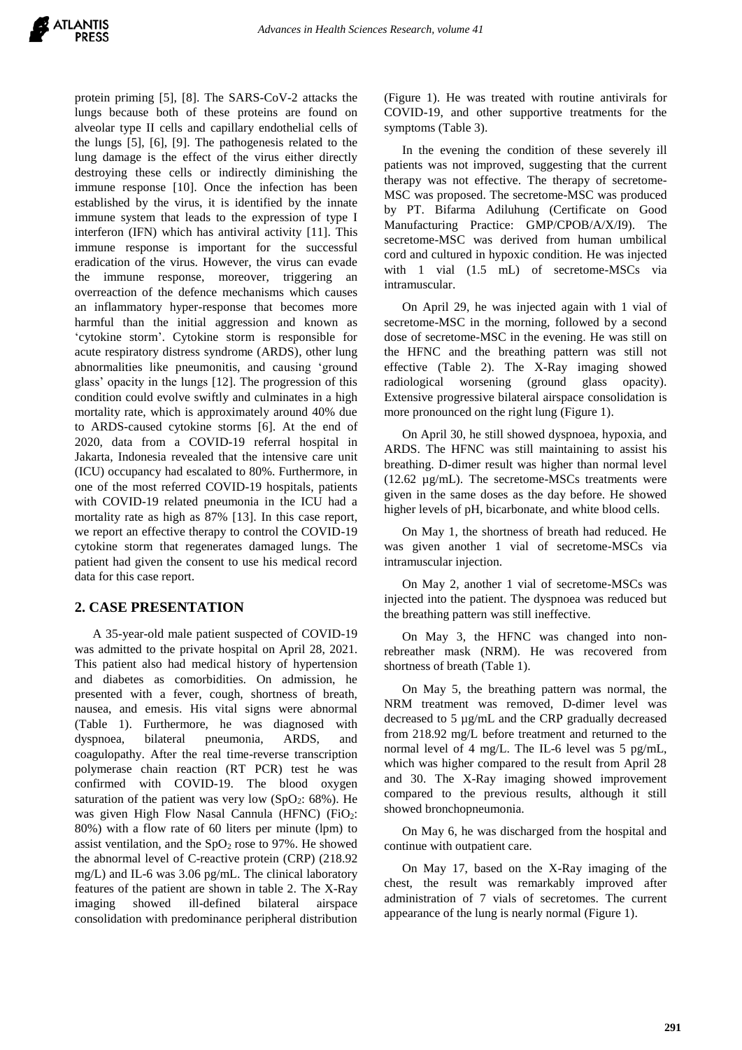protein priming [5], [8]. The SARS-CoV-2 attacks the lungs because both of these proteins are found on alveolar type II cells and capillary endothelial cells of the lungs [5], [6], [9]. The pathogenesis related to the lung damage is the effect of the virus either directly destroying these cells or indirectly diminishing the immune response [10]. Once the infection has been established by the virus, it is identified by the innate immune system that leads to the expression of type I interferon (IFN) which has antiviral activity [11]. This immune response is important for the successful eradication of the virus. However, the virus can evade the immune response, moreover, triggering an overreaction of the defence mechanisms which causes an inflammatory hyper-response that becomes more harmful than the initial aggression and known as 'cytokine storm'. Cytokine storm is responsible for acute respiratory distress syndrome (ARDS), other lung abnormalities like pneumonitis, and causing 'ground glass' opacity in the lungs [12]. The progression of this condition could evolve swiftly and culminates in a high mortality rate, which is approximately around 40% due to ARDS-caused cytokine storms [6]. At the end of 2020, data from a COVID-19 referral hospital in Jakarta, Indonesia revealed that the intensive care unit (ICU) occupancy had escalated to 80%. Furthermore, in one of the most referred COVID-19 hospitals, patients with COVID-19 related pneumonia in the ICU had a mortality rate as high as 87% [13]. In this case report, we report an effective therapy to control the COVID-19 cytokine storm that regenerates damaged lungs. The patient had given the consent to use his medical record data for this case report.

## 2. CASE PRESENTATION

A 35-year-old male patient suspected of COVID-19 was admitted to the private hospital on April 28, 2021. This patient also had medical history of hypertension and diabetes as comorbidities. On admission, he presented with a fever, cough, shortness of breath, nausea, and emesis. His vital signs were abnormal (Table 1). Furthermore, he was diagnosed with dyspnoea, bilateral pneumonia, ARDS, and coagulopathy. After the real time-reverse transcription polymerase chain reaction (RT PCR) test he was confirmed with COVID-19. The blood oxygen saturation of the patient was very low ($SpO_2$: 68%). He was given High Flow Nasal Cannula (HFNC) ($FiO_2$: 80%) with a flow rate of 60 liters per minute (lpm) to assist ventilation, and the $SpO_2$ rose to 97%. He showed the abnormal level of C-reactive protein (CRP) (218.92 mg/L) and IL-6 was 3.06 pg/mL. The clinical laboratory features of the patient are shown in table 2. The X-Ray imaging showed ill-defined bilateral airspace consolidation with predominance peripheral distribution (Figure 1). He was treated with routine antivirals for COVID-19, and other supportive treatments for the symptoms (Table 3).

In the evening the condition of these severely ill patients was not improved, suggesting that the current therapy was not effective. The therapy of secretome-MSC was proposed. The secretome-MSC was produced by PT. Bifarma Adiluhung (Certificate on Good Manufacturing Practice: GMP/CPOB/A/X/I9). The secretome-MSC was derived from human umbilical cord and cultured in hypoxic condition. He was injected with 1 vial (1.5 mL) of secretome-MSCs via intramuscular.

On April 29, he was injected again with 1 vial of secretome-MSC in the morning, followed by a second dose of secretome-MSC in the evening. He was still on the HFNC and the breathing pattern was still not effective (Table 2). The X-Ray imaging showed radiological worsening (ground glass opacity). Extensive progressive bilateral airspace consolidation is more pronounced on the right lung (Figure 1).

On April 30, he still showed dyspnoea, hypoxia, and ARDS. The HFNC was still maintaining to assist his breathing. D-dimer result was higher than normal level (12.62 µg/mL). The secretome-MSCs treatments were given in the same doses as the day before. He showed higher levels of pH, bicarbonate, and white blood cells.

On May 1, the shortness of breath had reduced. He was given another 1 vial of secretome-MSCs via intramuscular injection.

On May 2, another 1 vial of secretome-MSCs was injected into the patient. The dyspnoea was reduced but the breathing pattern was still ineffective.

On May 3, the HFNC was changed into non-rebreather mask (NRM). He was recovered from shortness of breath (Table 1).

On May 5, the breathing pattern was normal, the NRM treatment was removed, D-dimer level was decreased to 5 µg/mL and the CRP gradually decreased from 218.92 mg/L before treatment and returned to the normal level of 4 mg/L. The IL-6 level was 5 pg/mL, which was higher compared to the result from April 28 and 30. The X-Ray imaging showed improvement compared to the previous results, although it still showed bronchopneumonia.

On May 6, he was discharged from the hospital and continue with outpatient care.

On May 17, based on the X-Ray imaging of the chest, the result was remarkably improved after administration of 7 vials of secretomes. The current appearance of the lung is nearly normal (Figure 1).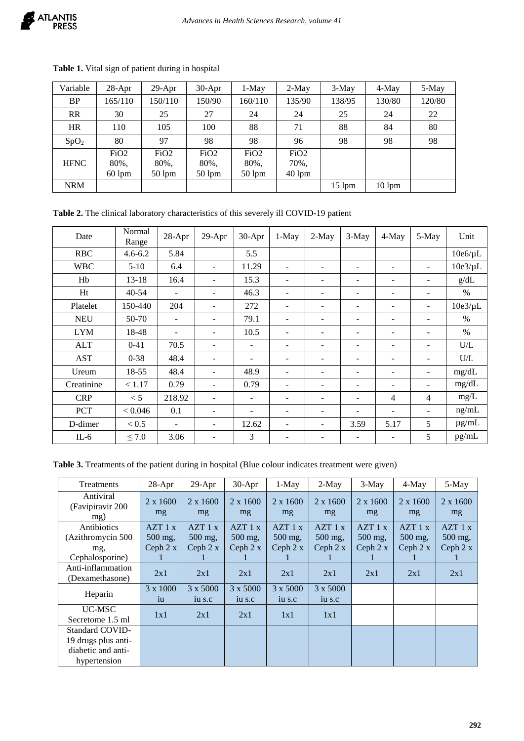**Table 1.** Vital sign of patient during in hospital

| Variable | 28-Apr | 29-Apr | 30-Apr | 1-May | 2-May | 3-May | 4-May | 5-May |
|---|---|---|---|---|---|---|---|---|
| BP | 165/110 | 150/110 | 150/90 | 160/110 | 135/90 | 138/95 | 130/80 | 120/80 |
| RR | 30 | 25 | 27 | 24 | 24 | 25 | 24 | 22 |
| HR | 110 | 105 | 100 | 88 | 71 | 88 | 84 | 80 |
| $SpO_2$ | 80 | 97 | 98 | 98 | 96 | 98 | 98 | 98 |
| HFNC | FiO2 80%, 60 lpm | FiO2 80%, 50 lpm | FiO2 80%, 50 lpm | FiO2 80%, 50 lpm | FiO2 70%, 40 lpm | | | |
| NRM | | | | | | 15 lpm | 10 lpm | |

**Table 2.** The clinical laboratory characteristics of this severely ill COVID-19 patient

| Date | Normal Range | 28-Apr | 29-Apr | 30-Apr | 1-May | 2-May | 3-May | 4-May | 5-May | Unit |
|---|---|---|---|---|---|---|---|---|---|---|
| RBC | 4.6-6.2 | 5.84 | | 5.5 | | | | | | 10e6/μL |
| WBC | 5-10 | 6.4 | - | 11.29 | - | - | - | - | - | 10e3/μL |
| Hb | 13-18 | 16.4 | - | 15.3 | - | - | - | - | - | g/dL |
| Ht | 40-54 | - | - | 46.3 | - | - | - | - | - | % |
| Platelet | 150-440 | 204 | - | 272 | - | - | - | - | - | 10e3/μL |
| NEU | 50-70 | - | - | 79.1 | - | - | - | - | - | % |
| LYM | 18-48 | - | - | 10.5 | - | - | - | - | - | % |
| ALT | 0-41 | 70.5 | - | - | - | - | - | - | - | U/L |
| AST | 0-38 | 48.4 | - | - | - | - | - | - | - | U/L |
| Ureum | 18-55 | 48.4 | - | 48.9 | - | - | - | - | - | mg/dL |
| Creatinine | < 1.17 | 0.79 | - | 0.79 | - | - | - | - | - | mg/dL |
| CRP | < 5 | 218.92 | - | - | - | - | - | 4 | 4 | mg/L |
| PCT | < 0.046 | 0.1 | - | - | - | - | - | - | - | ng/mL |
| D-dimer | < 0.5 | - | - | 12.62 | - | - | 3.59 | 5.17 | 5 | μg/mL |
| IL-6 | ≤ 7.0 | 3.06 | - | 3 | - | - | - | - | 5 | pg/mL |

**Table 3.** Treatments of the patient during in hospital (Blue colour indicates treatment were given)

| Treatments | 28-Apr | 29-Apr | 30-Apr | 1-May | 2-May | 3-May | 4-May | 5-May |
|---|---|---|---|---|---|---|---|---|
| Antiviral (Favipiravir 200 mg) | 2 x 1600 mg | 2 x 1600 mg | 2 x 1600 mg | 2 x 1600 mg | 2 x 1600 mg | 2 x 1600 mg | 2 x 1600 mg | 2 x 1600 mg |
| Antibiotics (Azithromycin 500 mg, Cephalosporine) | AZT 1 x 500 mg, Ceph 2 x 1 | AZT 1 x 500 mg, Ceph 2 x 1 | AZT 1 x 500 mg, Ceph 2 x 1 | AZT 1 x 500 mg, Ceph 2 x 1 | AZT 1 x 500 mg, Ceph 2 x 1 | AZT 1 x 500 mg, Ceph 2 x 1 | AZT 1 x 500 mg, Ceph 2 x 1 | AZT 1 x 500 mg, Ceph 2 x 1 |
| Anti-inflammation (Dexamethasone) | 2x1 | 2x1 | 2x1 | 2x1 | 2x1 | 2x1 | 2x1 | 2x1 |
| Heparin | 3 x 1000 iu | 3 x 5000 iu s.c | 3 x 5000 iu s.c | 3 x 5000 iu s.c | 3 x 5000 iu s.c | | | |
| UC-MSC Secretome 1.5 ml | 1x1 | 2x1 | 2x1 | 1x1 | 1x1 | | | |
| Standard COVID-19 drugs plus anti-diabetic and anti-hypertension | | | | | | | | |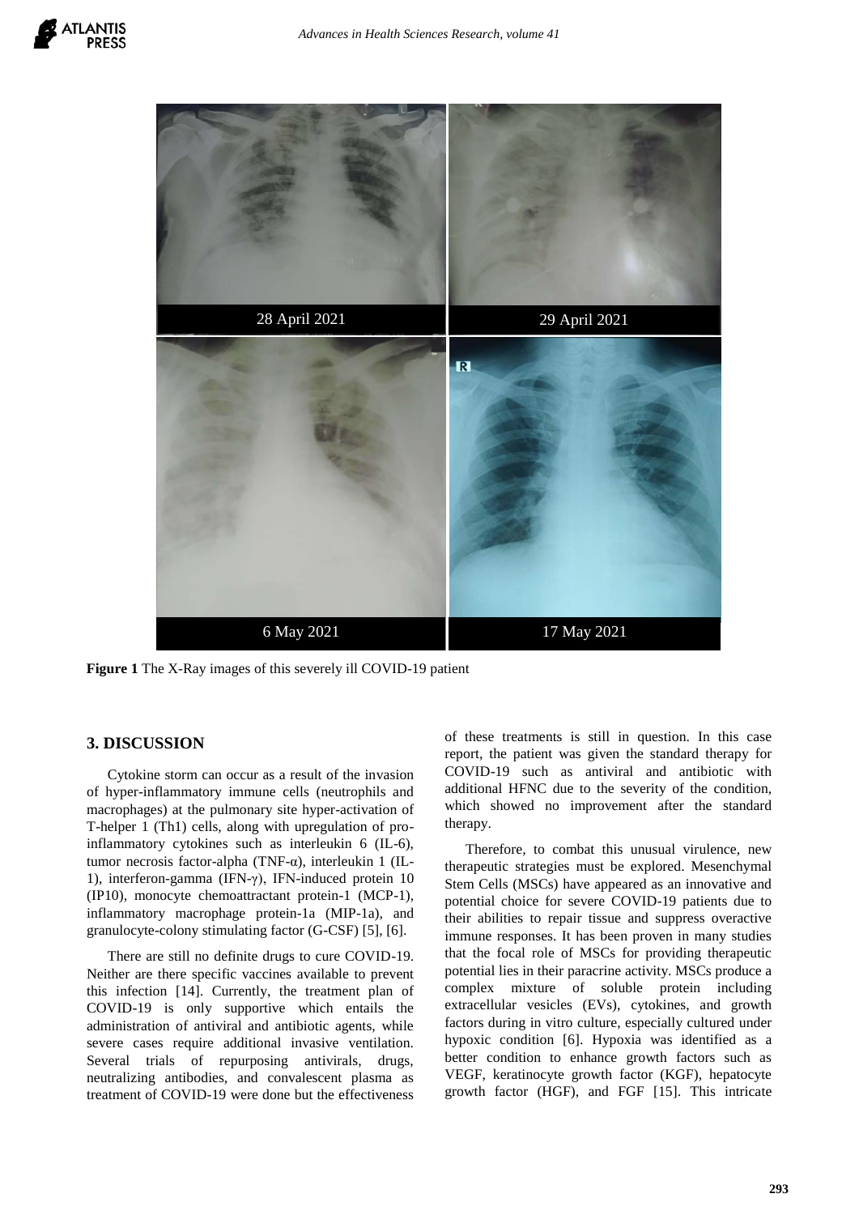28 April 2021

29 April 2021

6 May 2021

17 May 2021

**Figure 1** The X-Ray images of this severely ill COVID-19 patient

## 3. DISCUSSION

Cytokine storm can occur as a result of the invasion of hyper-inflammatory immune cells (neutrophils and macrophages) at the pulmonary site hyper-activation of T-helper 1 (Th1) cells, along with upregulation of pro-inflammatory cytokines such as interleukin 6 (IL-6), tumor necrosis factor-alpha (TNF-α), interleukin 1 (IL-1), interferon-gamma (IFN-γ), IFN-induced protein 10 (IP10), monocyte chemoattractant protein-1 (MCP-1), inflammatory macrophage protein-1a (MIP-1a), and granulocyte-colony stimulating factor (G-CSF) [5], [6].

There are still no definite drugs to cure COVID-19. Neither are there specific vaccines available to prevent this infection [14]. Currently, the treatment plan of COVID-19 is only supportive which entails the administration of antiviral and antibiotic agents, while severe cases require additional invasive ventilation. Several trials of repurposing antivirals, drugs, neutralizing antibodies, and convalescent plasma as treatment of COVID-19 were done but the effectiveness of these treatments is still in question. In this case report, the patient was given the standard therapy for COVID-19 such as antiviral and antibiotic with additional HFNC due to the severity of the condition, which showed no improvement after the standard therapy.

Therefore, to combat this unusual virulence, new therapeutic strategies must be explored. Mesenchymal Stem Cells (MSCs) have appeared as an innovative and potential choice for severe COVID-19 patients due to their abilities to repair tissue and suppress overactive immune responses. It has been proven in many studies that the focal role of MSCs for providing therapeutic potential lies in their paracrine activity. MSCs produce a complex mixture of soluble protein including extracellular vesicles (EVs), cytokines, and growth factors during in vitro culture, especially cultured under hypoxic condition [6]. Hypoxia was identified as a better condition to enhance growth factors such as VEGF, keratinocyte growth factor (KGF), hepatocyte growth factor (HGF), and FGF [15]. This intricate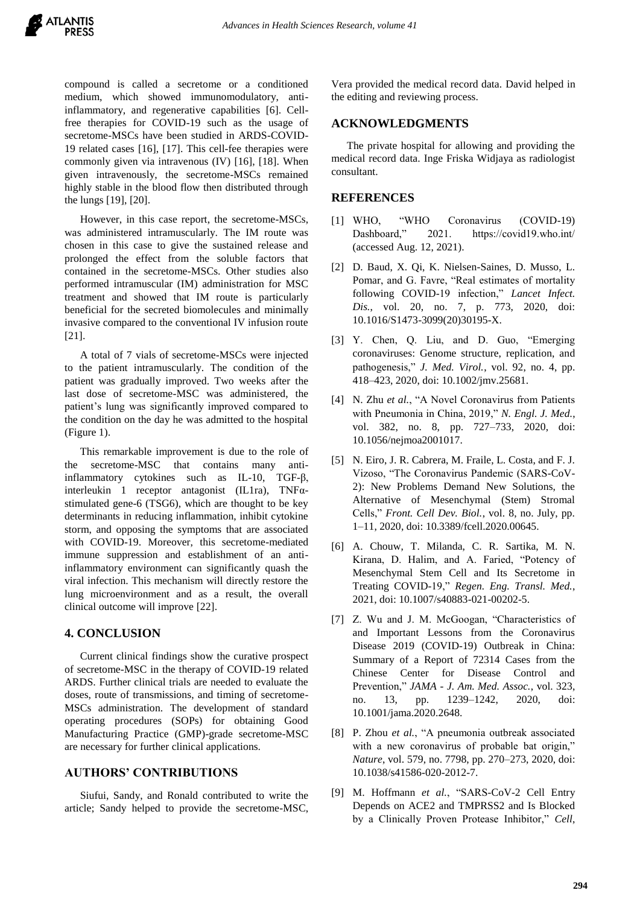compound is called a secretome or a conditioned medium, which showed immunomodulatory, anti-inflammatory, and regenerative capabilities [6]. Cell-free therapies for COVID-19 such as the usage of secretome-MSCs have been studied in ARDS-COVID-19 related cases [16], [17]. This cell-fee therapies were commonly given via intravenous (IV) [16], [18]. When given intravenously, the secretome-MSCs remained highly stable in the blood flow then distributed through the lungs [19], [20].

However, in this case report, the secretome-MSCs, was administered intramuscularly. The IM route was chosen in this case to give the sustained release and prolonged the effect from the soluble factors that contained in the secretome-MSCs. Other studies also performed intramuscular (IM) administration for MSC treatment and showed that IM route is particularly beneficial for the secreted biomolecules and minimally invasive compared to the conventional IV infusion route [21].

A total of 7 vials of secretome-MSCs were injected to the patient intramuscularly. The condition of the patient was gradually improved. Two weeks after the last dose of secretome-MSC was administered, the patient's lung was significantly improved compared to the condition on the day he was admitted to the hospital (Figure 1).

This remarkable improvement is due to the role of the secretome-MSC that contains many anti-inflammatory cytokines such as IL-10, TGF-β, interleukin 1 receptor antagonist (IL1ra), TNFα-stimulated gene-6 (TSG6), which are thought to be key determinants in reducing inflammation, inhibit cytokine storm, and opposing the symptoms that are associated with COVID-19. Moreover, this secretome-mediated immune suppression and establishment of an anti-inflammatory environment can significantly quash the viral infection. This mechanism will directly restore the lung microenvironment and as a result, the overall clinical outcome will improve [22].

## 4. CONCLUSION

Current clinical findings show the curative prospect of secretome-MSC in the therapy of COVID-19 related ARDS. Further clinical trials are needed to evaluate the doses, route of transmissions, and timing of secretome-MSCs administration. The development of standard operating procedures (SOPs) for obtaining Good Manufacturing Practice (GMP)-grade secretome-MSC are necessary for further clinical applications.

## AUTHORS' CONTRIBUTIONS

Siufui, Sandy, and Ronald contributed to write the article; Sandy helped to provide the secretome-MSC, Vera provided the medical record data. David helped in the editing and reviewing process.

## ACKNOWLEDGMENTS

The private hospital for allowing and providing the medical record data. Inge Friska Widjaya as radiologist consultant.

## REFERENCES

[1] WHO, "WHO Coronavirus (COVID-19) Dashboard," 2021. https://covid19.who.int/ (accessed Aug. 12, 2021).

[2] D. Baud, X. Qi, K. Nielsen-Saines, D. Musso, L. Pomar, and G. Favre, "Real estimates of mortality following COVID-19 infection," *Lancet Infect. Dis.*, vol. 20, no. 7, p. 773, 2020, doi: 10.1016/S1473-3099(20)30195-X.

[3] Y. Chen, Q. Liu, and D. Guo, "Emerging coronaviruses: Genome structure, replication, and pathogenesis," *J. Med. Virol.*, vol. 92, no. 4, pp. 418–423, 2020, doi: 10.1002/jmv.25681.

[4] N. Zhu *et al.*, "A Novel Coronavirus from Patients with Pneumonia in China, 2019," *N. Engl. J. Med.*, vol. 382, no. 8, pp. 727–733, 2020, doi: 10.1056/nejmoa2001017.

[5] N. Eiro, J. R. Cabrera, M. Fraile, L. Costa, and F. J. Vizoso, "The Coronavirus Pandemic (SARS-CoV-2): New Problems Demand New Solutions, the Alternative of Mesenchymal (Stem) Stromal Cells," *Front. Cell Dev. Biol.*, vol. 8, no. July, pp. 1–11, 2020, doi: 10.3389/fcell.2020.00645.

[6] A. Chouw, T. Milanda, C. R. Sartika, M. N. Kirana, D. Halim, and A. Faried, "Potency of Mesenchymal Stem Cell and Its Secretome in Treating COVID-19," *Regen. Eng. Transl. Med.*, 2021, doi: 10.1007/s40883-021-00202-5.

[7] Z. Wu and J. M. McGoogan, "Characteristics of and Important Lessons from the Coronavirus Disease 2019 (COVID-19) Outbreak in China: Summary of a Report of 72314 Cases from the Chinese Center for Disease Control and Prevention," *JAMA - J. Am. Med. Assoc.*, vol. 323, no. 13, pp. 1239–1242, 2020, doi: 10.1001/jama.2020.2648.

[8] P. Zhou *et al.*, "A pneumonia outbreak associated with a new coronavirus of probable bat origin," *Nature*, vol. 579, no. 7798, pp. 270–273, 2020, doi: 10.1038/s41586-020-2012-7.

[9] M. Hoffmann *et al.*, "SARS-CoV-2 Cell Entry Depends on ACE2 and TMPRSS2 and Is Blocked by a Clinically Proven Protease Inhibitor," *Cell*,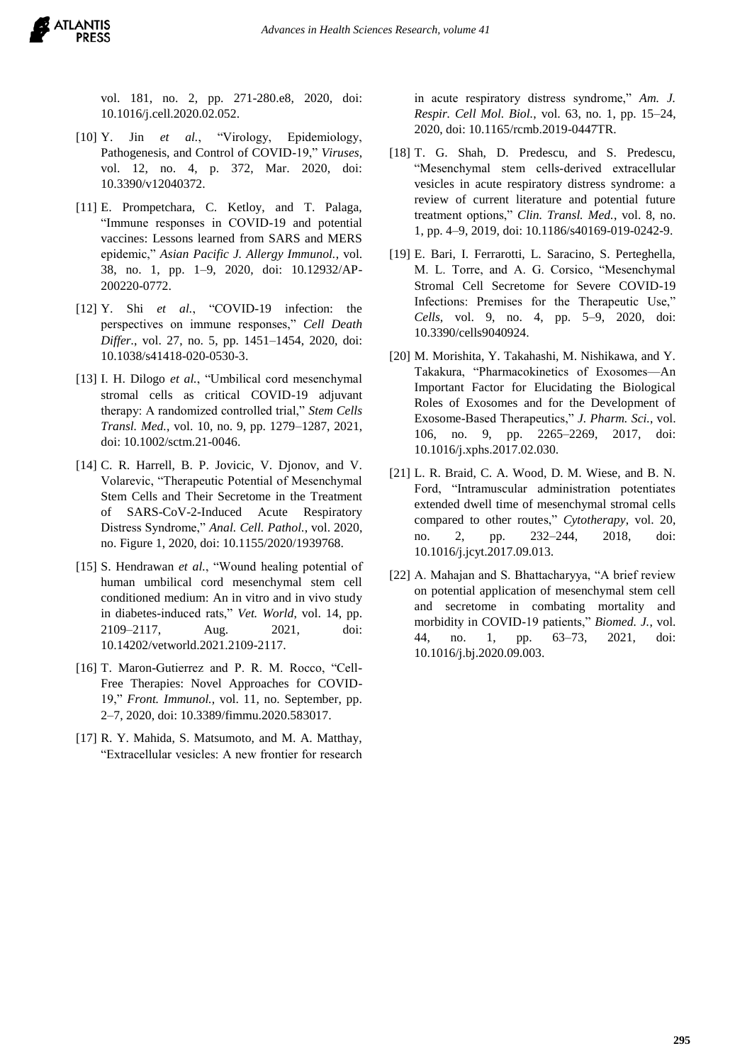vol. 181, no. 2, pp. 271-280.e8, 2020, doi: 10.1016/j.cell.2020.02.052.

[10] Y. Jin *et al.*, "Virology, Epidemiology, Pathogenesis, and Control of COVID-19," *Viruses*, vol. 12, no. 4, p. 372, Mar. 2020, doi: 10.3390/v12040372.

[11] E. Prompetchara, C. Ketloy, and T. Palaga, "Immune responses in COVID-19 and potential vaccines: Lessons learned from SARS and MERS epidemic," *Asian Pacific J. Allergy Immunol.*, vol. 38, no. 1, pp. 1–9, 2020, doi: 10.12932/AP-200220-0772.

[12] Y. Shi *et al.*, "COVID-19 infection: the perspectives on immune responses," *Cell Death Differ.*, vol. 27, no. 5, pp. 1451–1454, 2020, doi: 10.1038/s41418-020-0530-3.

[13] I. H. Dilogo *et al.*, "Umbilical cord mesenchymal stromal cells as critical COVID-19 adjuvant therapy: A randomized controlled trial," *Stem Cells Transl. Med.*, vol. 10, no. 9, pp. 1279–1287, 2021, doi: 10.1002/sctm.21-0046.

[14] C. R. Harrell, B. P. Jovicic, V. Djonov, and V. Volarevic, "Therapeutic Potential of Mesenchymal Stem Cells and Their Secretome in the Treatment of SARS-CoV-2-Induced Acute Respiratory Distress Syndrome," *Anal. Cell. Pathol.*, vol. 2020, no. Figure 1, 2020, doi: 10.1155/2020/1939768.

[15] S. Hendrawan *et al.*, "Wound healing potential of human umbilical cord mesenchymal stem cell conditioned medium: An in vitro and in vivo study in diabetes-induced rats," *Vet. World*, vol. 14, pp. 2109–2117, Aug. 2021, doi: 10.14202/vetworld.2021.2109-2117.

[16] T. Maron-Gutierrez and P. R. M. Rocco, "Cell-Free Therapies: Novel Approaches for COVID-19," *Front. Immunol.*, vol. 11, no. September, pp. 2–7, 2020, doi: 10.3389/fimmu.2020.583017.

[17] R. Y. Mahida, S. Matsumoto, and M. A. Matthay, "Extracellular vesicles: A new frontier for research in acute respiratory distress syndrome," *Am. J. Respir. Cell Mol. Biol.*, vol. 63, no. 1, pp. 15–24, 2020, doi: 10.1165/rcmb.2019-0447TR.

[18] T. G. Shah, D. Predescu, and S. Predescu, "Mesenchymal stem cells-derived extracellular vesicles in acute respiratory distress syndrome: a review of current literature and potential future treatment options," *Clin. Transl. Med.*, vol. 8, no. 1, pp. 4–9, 2019, doi: 10.1186/s40169-019-0242-9.

[19] E. Bari, I. Ferrarotti, L. Saracino, S. Perteghella, M. L. Torre, and A. G. Corsico, "Mesenchymal Stromal Cell Secretome for Severe COVID-19 Infections: Premises for the Therapeutic Use," *Cells*, vol. 9, no. 4, pp. 5–9, 2020, doi: 10.3390/cells9040924.

[20] M. Morishita, Y. Takahashi, M. Nishikawa, and Y. Takakura, "Pharmacokinetics of Exosomes—An Important Factor for Elucidating the Biological Roles of Exosomes and for the Development of Exosome-Based Therapeutics," *J. Pharm. Sci.*, vol. 106, no. 9, pp. 2265–2269, 2017, doi: 10.1016/j.xphs.2017.02.030.

[21] L. R. Braid, C. A. Wood, D. M. Wiese, and B. N. Ford, "Intramuscular administration potentiates extended dwell time of mesenchymal stromal cells compared to other routes," *Cytotherapy*, vol. 20, no. 2, pp. 232–244, 2018, doi: 10.1016/j.jcyt.2017.09.013.

[22] A. Mahajan and S. Bhattacharyya, "A brief review on potential application of mesenchymal stem cell and secretome in combating mortality and morbidity in COVID-19 patients," *Biomed. J.*, vol. 44, no. 1, pp. 63–73, 2021, doi: 10.1016/j.bj.2020.09.003.